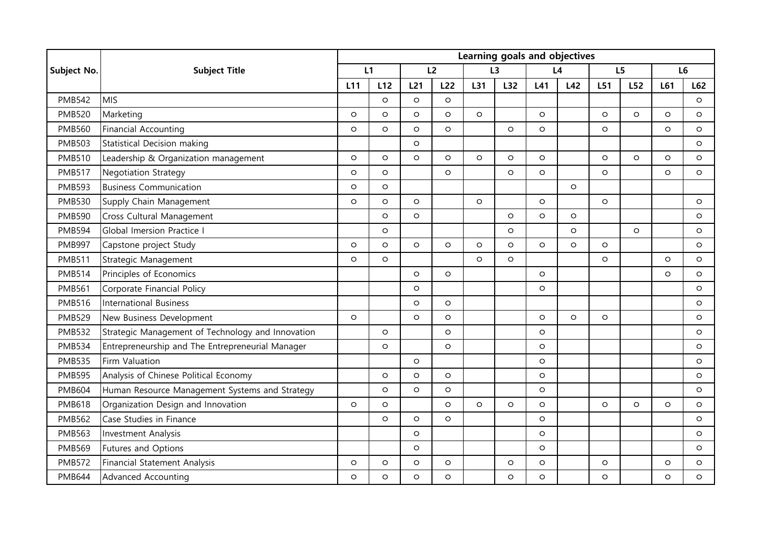| Subject No. | Subject Title | Learning goals and objectives | | | | | | | | | | | |
|---|---|---|---|---|---|---|---|---|---|---|---|---|---|
| | | L1 | | L2 | | L3 | | L4 | | L5 | | L6 | |
| | | L11 | L12 | L21 | L22 | L31 | L32 | L41 | L42 | L51 | L52 | L61 | L62 |
| PMB542 | MIS | | ○ | ○ | ○ | | | | | | | | ○ |
| PMB520 | Marketing | ○ | ○ | ○ | ○ | ○ | | ○ | | ○ | ○ | ○ | ○ |
| PMB560 | Financial Accounting | ○ | ○ | ○ | ○ | | ○ | ○ | | ○ | | ○ | ○ |
| PMB503 | Statistical Decision making | | | ○ | | | | | | | | | ○ |
| PMB510 | Leadership & Organization management | ○ | ○ | ○ | ○ | ○ | ○ | ○ | | ○ | ○ | ○ | ○ |
| PMB517 | Negotiation Strategy | ○ | ○ | | ○ | | ○ | ○ | | ○ | | ○ | ○ |
| PMB593 | Business Communication | ○ | ○ | | | | | | ○ | | | | |
| PMB530 | Supply Chain Management | ○ | ○ | ○ | | ○ | | ○ | | ○ | | | ○ |
| PMB590 | Cross Cultural Management | | ○ | ○ | | | ○ | ○ | ○ | | | | ○ |
| PMB594 | Global Imersion Practice I | | ○ | | | | ○ | | ○ | | ○ | | ○ |
| PMB997 | Capstone project Study | ○ | ○ | ○ | ○ | ○ | ○ | ○ | ○ | ○ | | | ○ |
| PMB511 | Strategic Management | ○ | ○ | | | ○ | ○ | | | ○ | | ○ | ○ |
| PMB514 | Principles of Economics | | | ○ | ○ | | | ○ | | | | ○ | ○ |
| PMB561 | Corporate Financial Policy | | | ○ | | | | ○ | | | | | ○ |
| PMB516 | International Business | | | ○ | ○ | | | | | | | | ○ |
| PMB529 | New Business Development | ○ | | ○ | ○ | | | ○ | ○ | ○ | | | ○ |
| PMB532 | Strategic Management of Technology and Innovation | | ○ | | ○ | | | ○ | | | | | ○ |
| PMB534 | Entrepreneurship and The Entrepreneurial Manager | | ○ | | ○ | | | ○ | | | | | ○ |
| PMB535 | Firm Valuation | | | ○ | | | | ○ | | | | | ○ |
| PMB595 | Analysis of Chinese Political Economy | | ○ | ○ | ○ | | | ○ | | | | | ○ |
| PMB604 | Human Resource Management Systems and Strategy | | ○ | ○ | ○ | | | ○ | | | | | ○ |
| PMB618 | Organization Design and Innovation | ○ | ○ | | ○ | ○ | ○ | ○ | | ○ | ○ | ○ | ○ |
| PMB562 | Case Studies in Finance | | ○ | ○ | ○ | | | ○ | | | | | ○ |
| PMB563 | Investment Analysis | | | ○ | | | | ○ | | | | | ○ |
| PMB569 | Futures and Options | | | ○ | | | | ○ | | | | | ○ |
| PMB572 | Financial Statement Analysis | ○ | ○ | ○ | ○ | | ○ | ○ | | ○ | | ○ | ○ |
| PMB644 | Advanced Accounting | ○ | ○ | ○ | ○ | | ○ | ○ | | ○ | | ○ | ○ |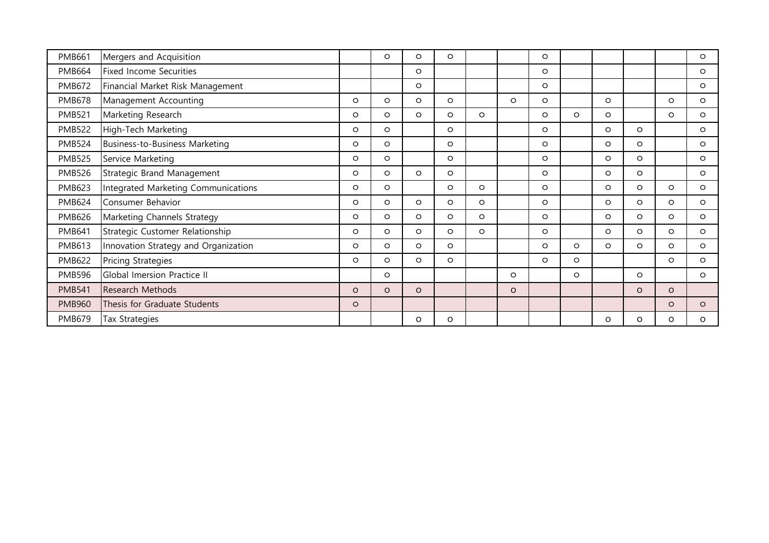| | | | | | | | | | | | | | |
|---|---|---|---|---|---|---|---|---|---|---|---|---|---|
| PMB661 | Mergers and Acquisition | | ○ | ○ | ○ | | | ○ | | | | | ○ |
| PMB664 | Fixed Income Securities | | | ○ | | | | ○ | | | | | ○ |
| PMB672 | Financial Market Risk Management | | | ○ | | | | ○ | | | | | ○ |
| PMB678 | Management Accounting | ○ | ○ | ○ | ○ | | ○ | ○ | | ○ | | ○ | ○ |
| PMB521 | Marketing Research | ○ | ○ | ○ | ○ | ○ | | ○ | ○ | ○ | | ○ | ○ |
| PMB522 | High-Tech Marketing | ○ | ○ | | ○ | | | ○ | | ○ | ○ | | ○ |
| PMB524 | Business-to-Business Marketing | ○ | ○ | | ○ | | | ○ | | ○ | ○ | | ○ |
| PMB525 | Service Marketing | ○ | ○ | | ○ | | | ○ | | ○ | ○ | | ○ |
| PMB526 | Strategic Brand Management | ○ | ○ | ○ | ○ | | | ○ | | ○ | ○ | | ○ |
| PMB623 | Integrated Marketing Communications | ○ | ○ | | ○ | ○ | | ○ | | ○ | ○ | ○ | ○ |
| PMB624 | Consumer Behavior | ○ | ○ | ○ | ○ | ○ | | ○ | | ○ | ○ | ○ | ○ |
| PMB626 | Marketing Channels Strategy | ○ | ○ | ○ | ○ | ○ | | ○ | | ○ | ○ | ○ | ○ |
| PMB641 | Strategic Customer Relationship | ○ | ○ | ○ | ○ | ○ | | ○ | | ○ | ○ | ○ | ○ |
| PMB613 | Innovation Strategy and Organization | ○ | ○ | ○ | ○ | | | ○ | ○ | ○ | ○ | ○ | ○ |
| PMB622 | Pricing Strategies | ○ | ○ | ○ | ○ | | | ○ | ○ | | | ○ | ○ |
| PMB596 | Global Imersion Practice II | | ○ | | | | ○ | | ○ | | ○ | | ○ |
| PMB541 | Research Methods | ○ | ○ | ○ | | | ○ | | | | ○ | ○ | |
| PMB960 | Thesis for Graduate Students | ○ | | | | | | | | | | ○ | ○ |
| PMB679 | Tax Strategies | | | ○ | ○ | | | | | ○ | ○ | ○ | ○ |